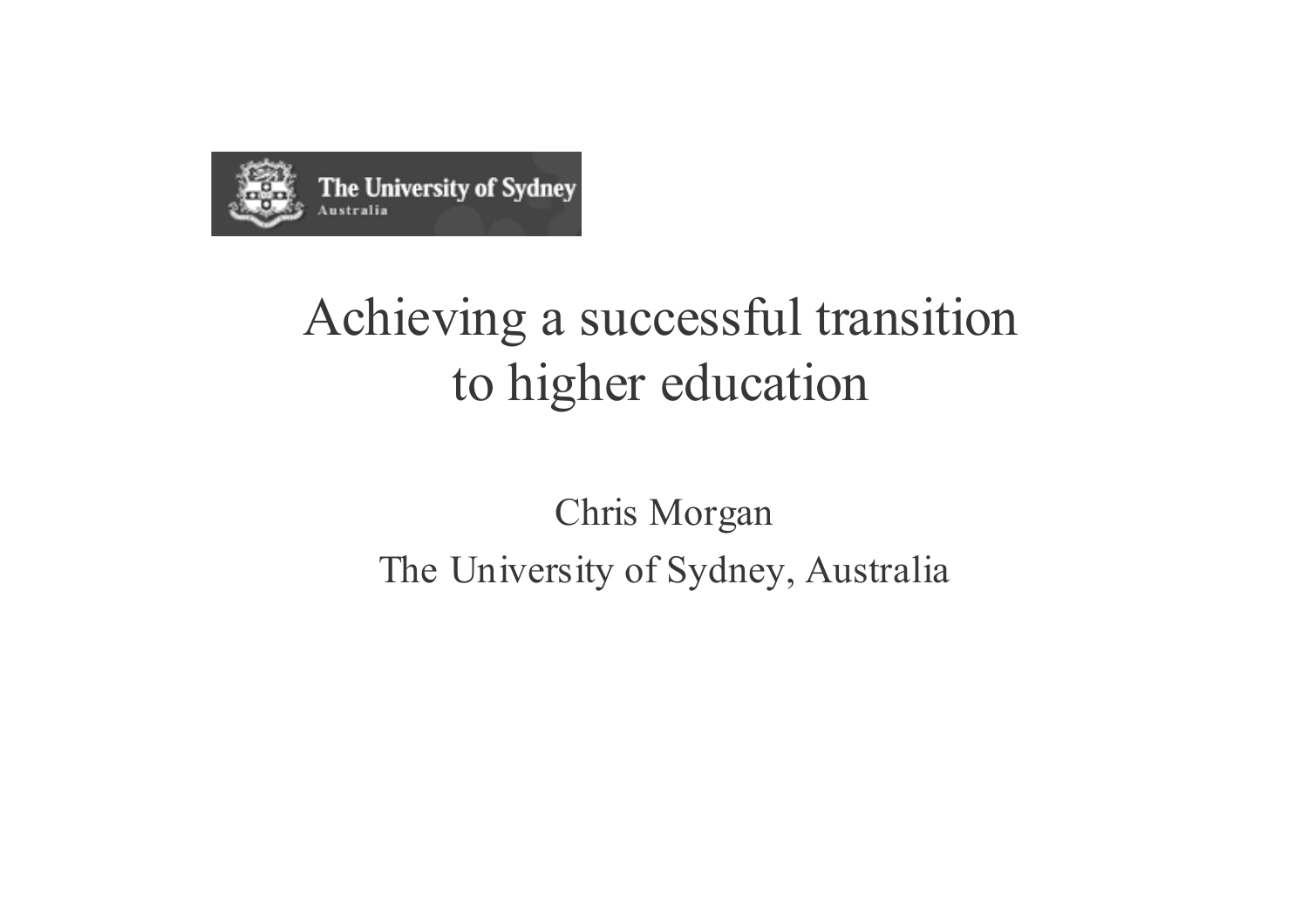The University of Sydney
Australia

# Achieving a successful transition to higher education

Chris Morgan

The University of Sydney, Australia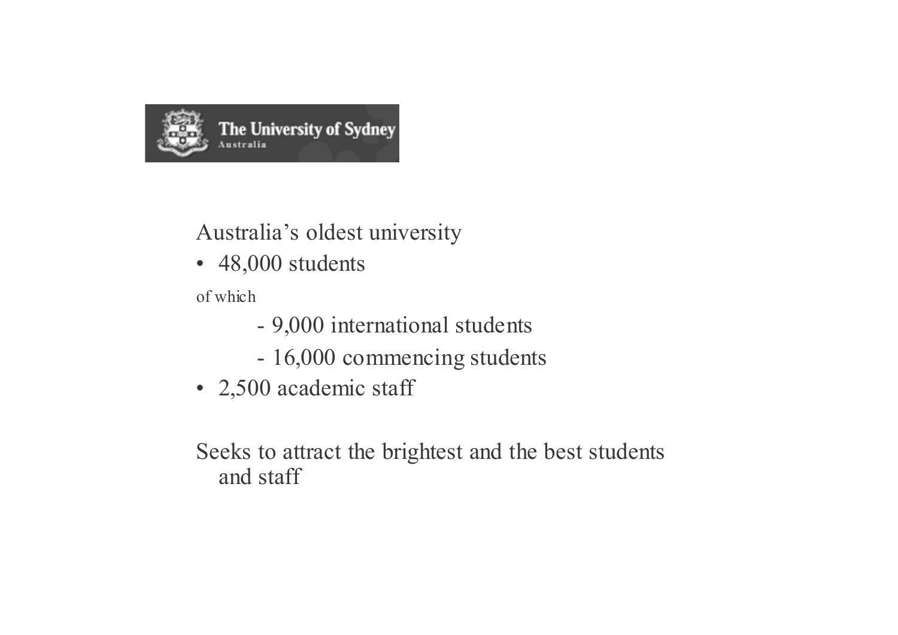The University of Sydney
Australia

Australia's oldest university

- 48,000 students

of which

  - 9,000 international students
  - 16,000 commencing students

- 2,500 academic staff

Seeks to attract the brightest and the best students and staff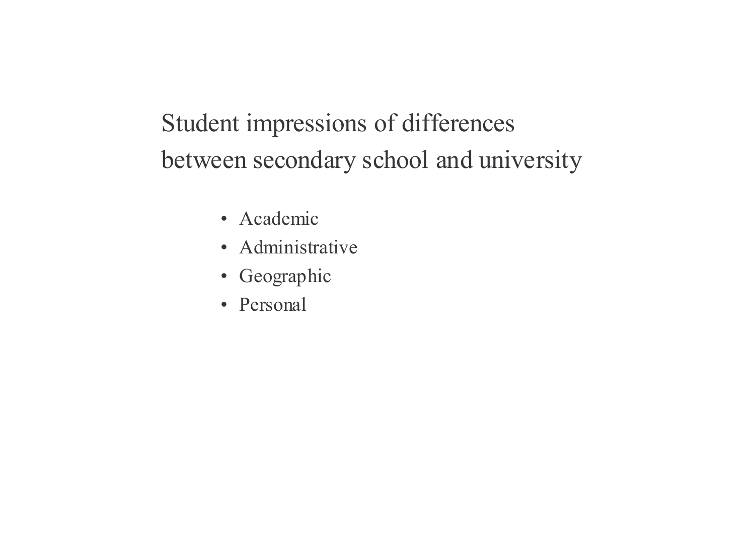# Student impressions of differences between secondary school and university

- Academic
- Administrative
- Geographic
- Personal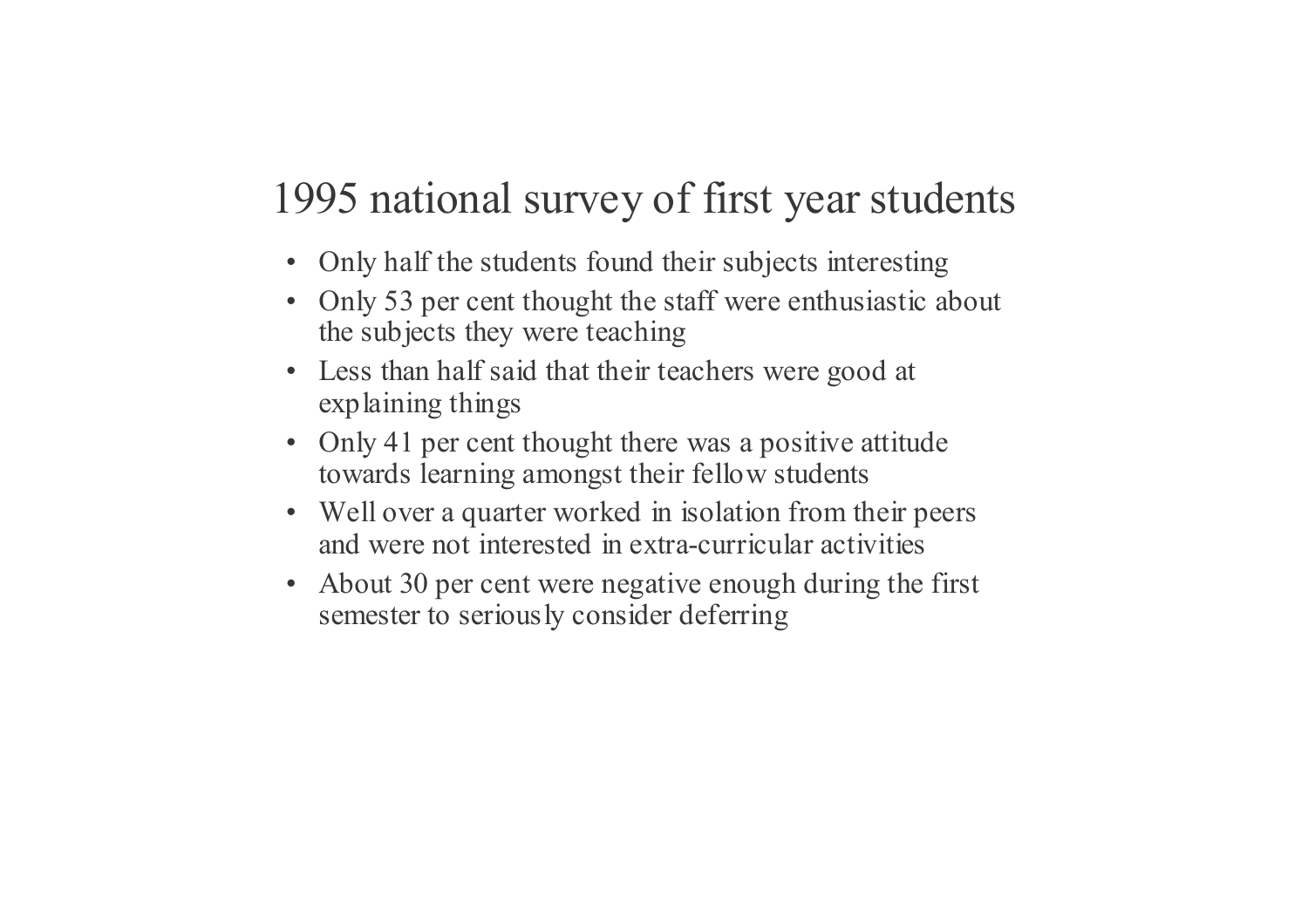# 1995 national survey of first year students

- Only half the students found their subjects interesting
- Only 53 per cent thought the staff were enthusiastic about the subjects they were teaching
- Less than half said that their teachers were good at explaining things
- Only 41 per cent thought there was a positive attitude towards learning amongst their fellow students
- Well over a quarter worked in isolation from their peers and were not interested in extra-curricular activities
- About 30 per cent were negative enough during the first semester to seriously consider deferring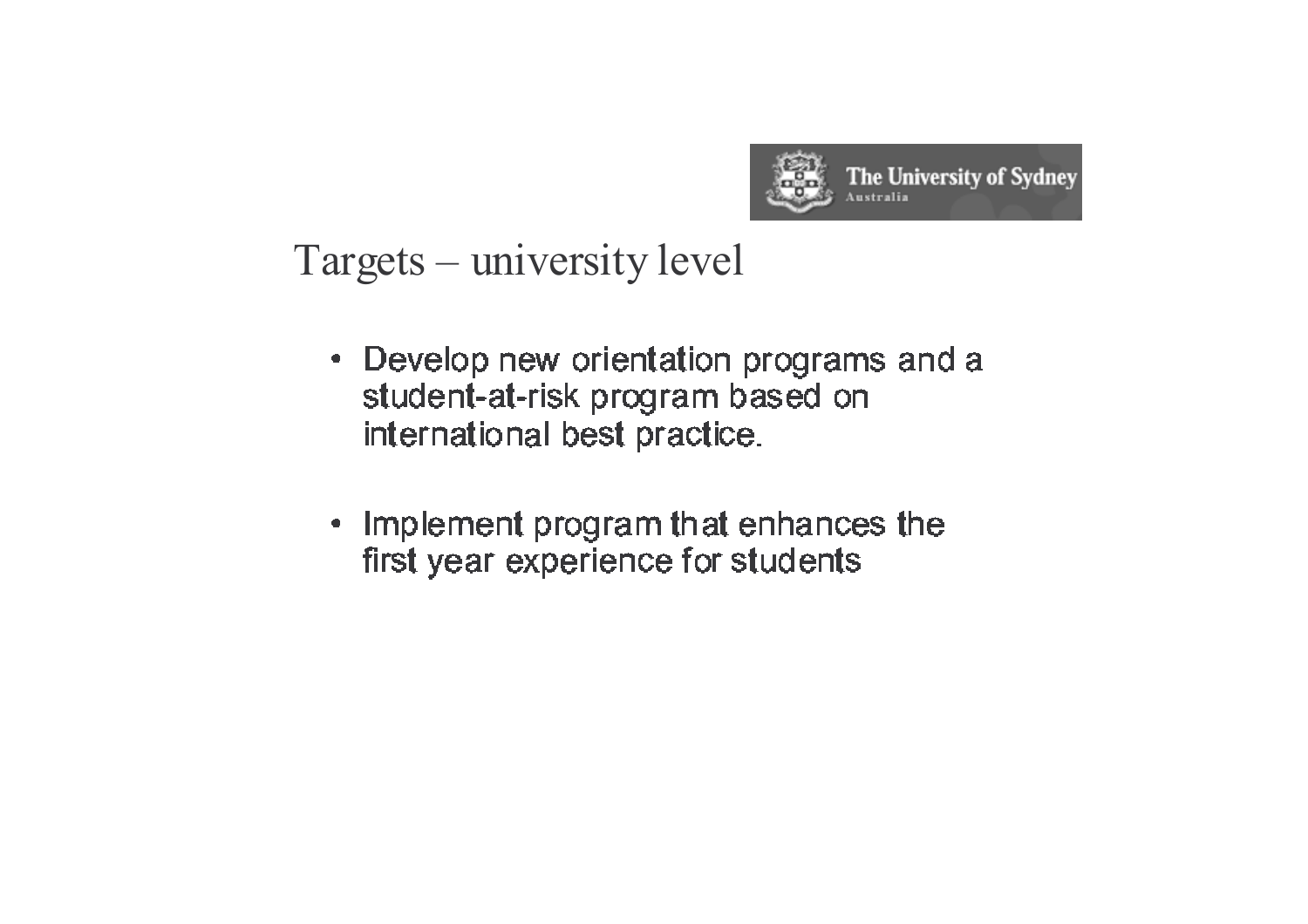## Targets – university level

- Develop new orientation programs and a student-at-risk program based on international best practice.
- Implement program that enhances the first year experience for students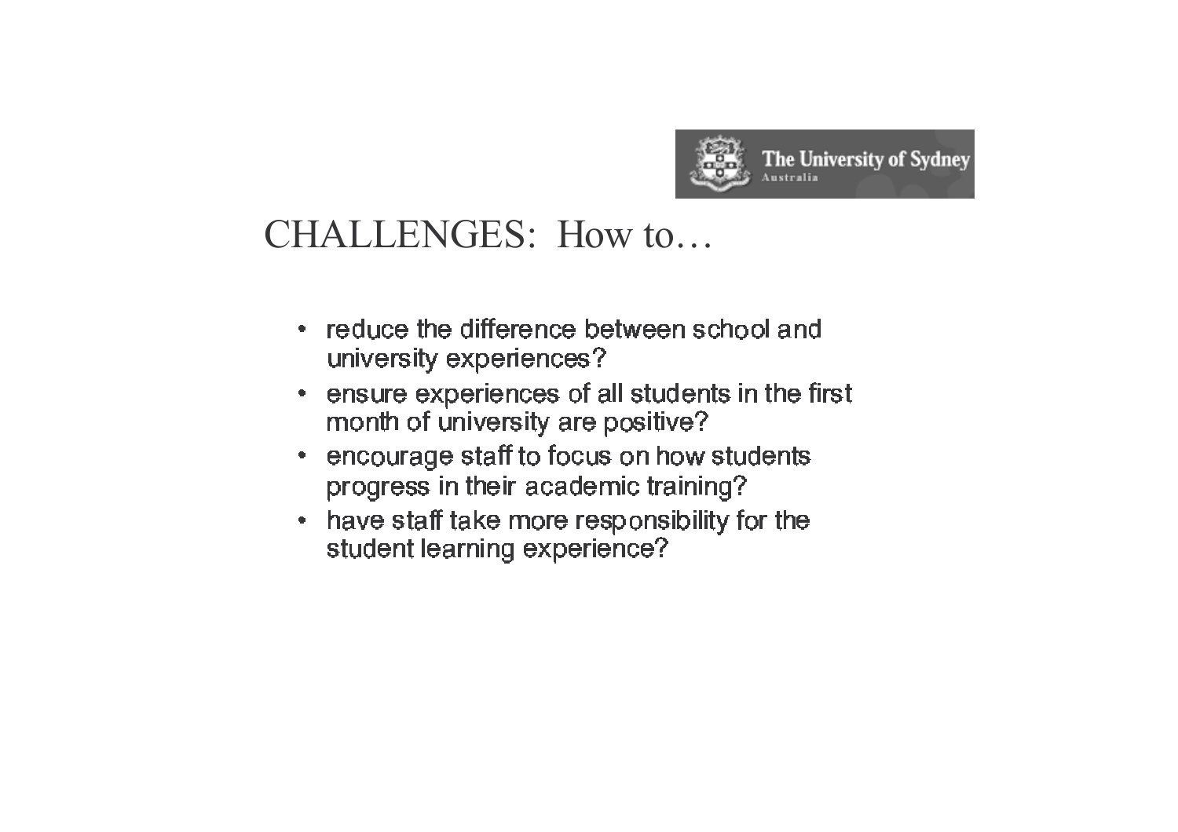The University of Sydney
Australia

# CHALLENGES: How to…

- reduce the difference between school and university experiences?
- ensure experiences of all students in the first month of university are positive?
- encourage staff to focus on how students progress in their academic training?
- have staff take more responsibility for the student learning experience?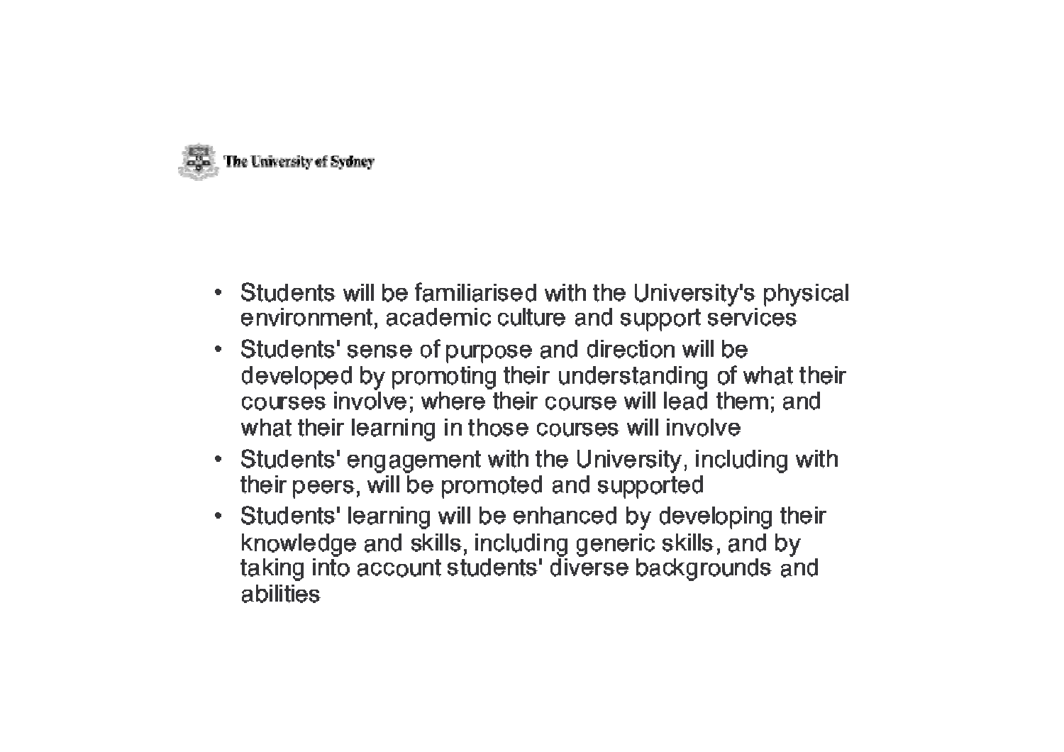- Students will be familiarised with the University's physical environment, academic culture and support services
- Students' sense of purpose and direction will be developed by promoting their understanding of what their courses involve; where their course will lead them; and what their learning in those courses will involve
- Students' engagement with the University, including with their peers, will be promoted and supported
- Students' learning will be enhanced by developing their knowledge and skills, including generic skills, and by taking into account students' diverse backgrounds and abilities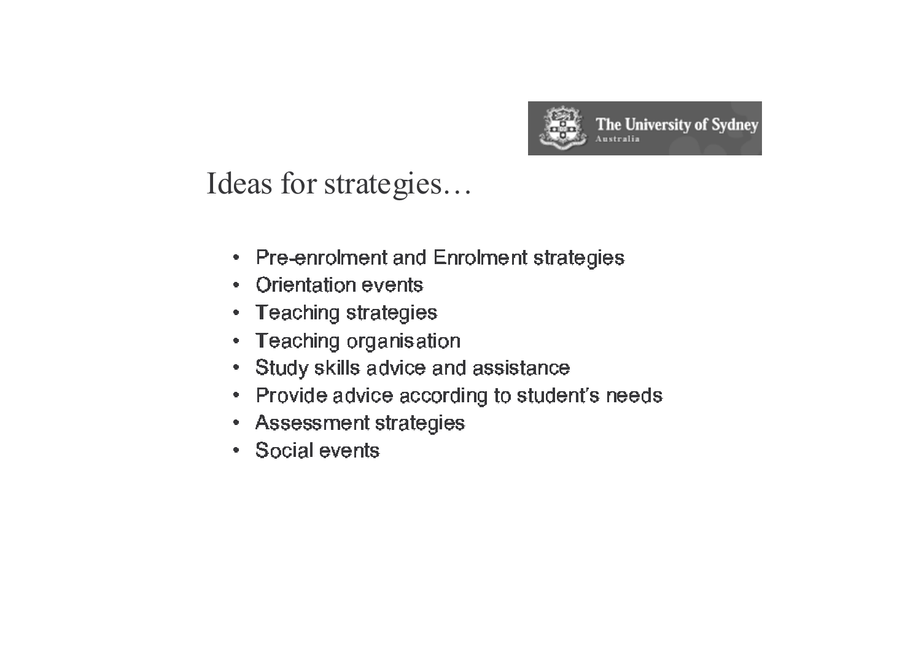# Ideas for strategies…

- Pre-enrolment and Enrolment strategies
- Orientation events
- Teaching strategies
- Teaching organisation
- Study skills advice and assistance
- Provide advice according to student's needs
- Assessment strategies
- Social events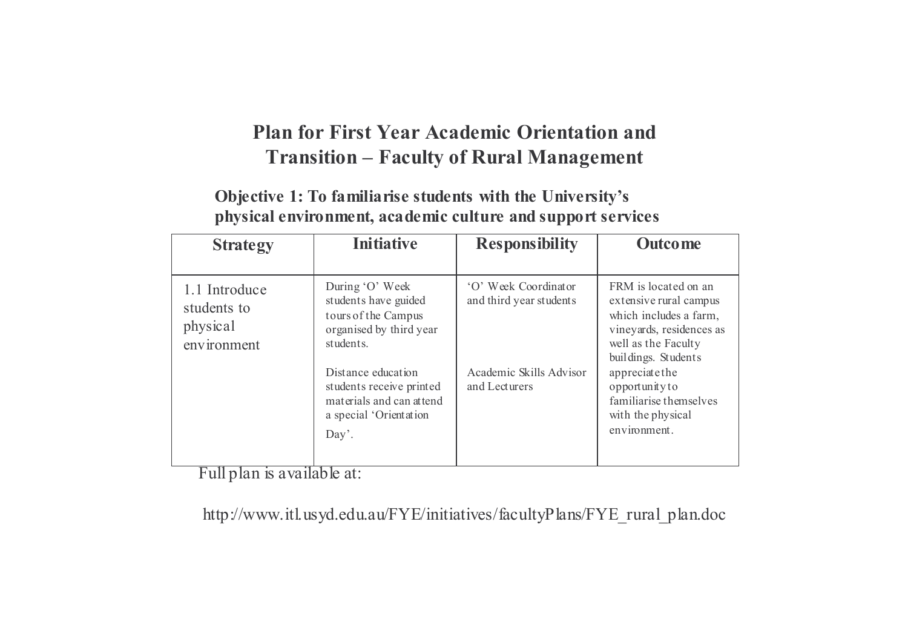# Plan for First Year Academic Orientation and Transition – Faculty of Rural Management

## Objective 1: To familiarise students with the University's physical environment, academic culture and support services

| Strategy | Initiative | Responsibility | Outcome |
|---|---|---|---|
| 1.1 Introduce students to physical environment | During 'O' Week students have guided tours of the Campus organised by third year students.<br><br>Distance education students receive printed materials and can attend a special 'Orientation Day'. | 'O' Week Coordinator and third year students<br><br>Academic Skills Advisor and Lecturers | FRM is located on an extensive rural campus which includes a farm, vineyards, residences as well as the Faculty buildings. Students appreciate the opportunity to familiarise themselves with the physical environment. |

Full plan is available at:

http://www.itl.usyd.edu.au/FYE/initiatives/facultyPlans/FYE_rural_plan.doc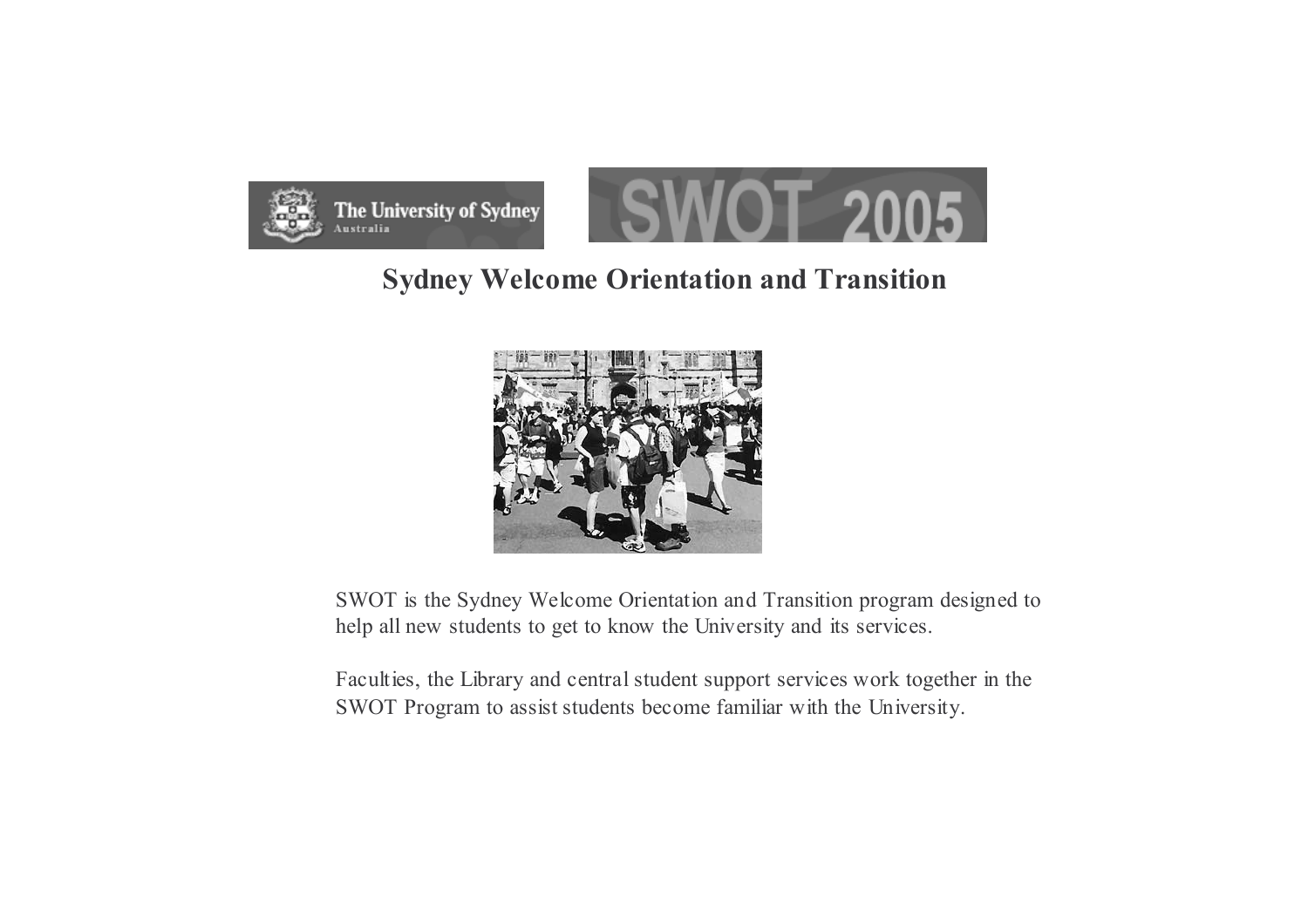# Sydney Welcome Orientation and Transition

SWOT is the Sydney Welcome Orientation and Transition program designed to help all new students to get to know the University and its services.

Faculties, the Library and central student support services work together in the SWOT Program to assist students become familiar with the University.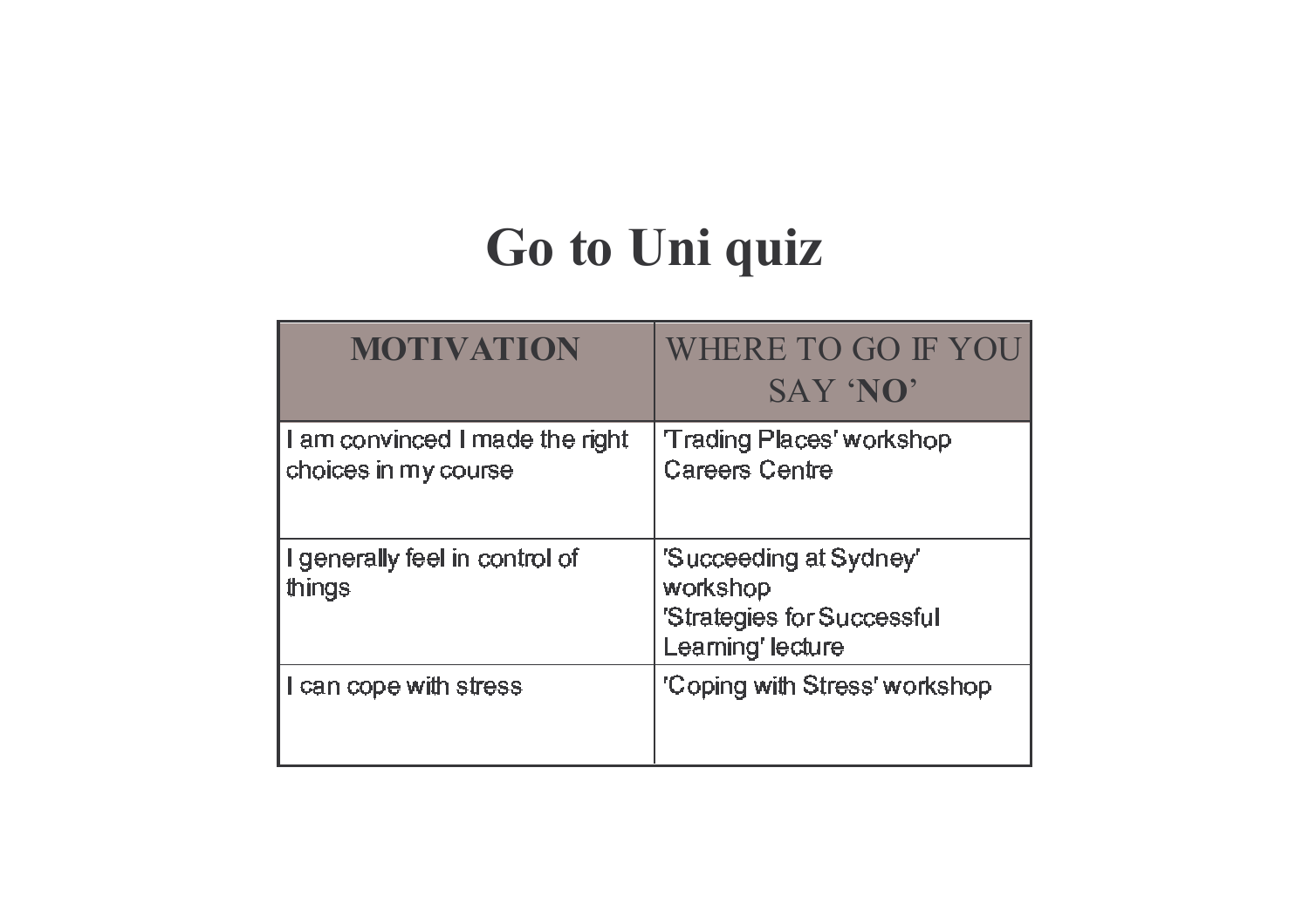# Go to Uni quiz

| **MOTIVATION** | WHERE TO GO IF YOU SAY '**NO**' |
|---|---|
| I am convinced I made the right choices in my course | 'Trading Places' workshop Careers Centre |
| I generally feel in control of things | 'Succeeding at Sydney' workshop 'Strategies for Successful Learning' lecture |
| I can cope with stress | 'Coping with Stress' workshop |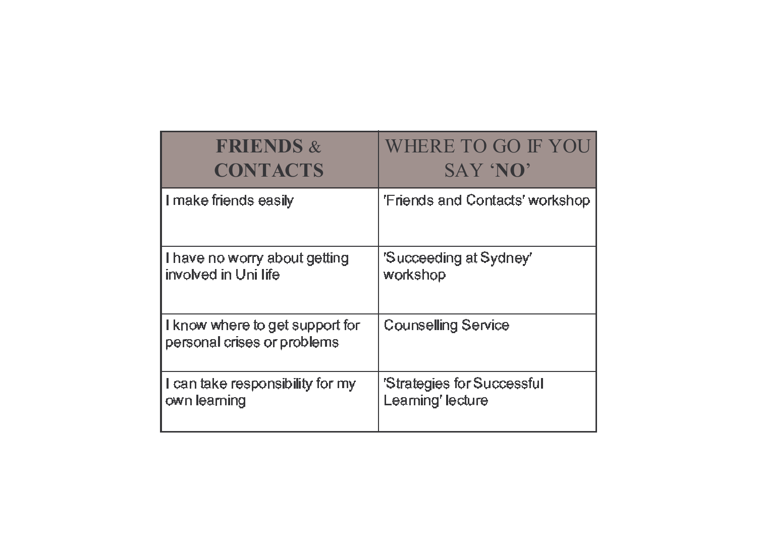| **FRIENDS** & **CONTACTS** | WHERE TO GO IF YOU SAY '**NO**' |
| --- | --- |
| I make friends easily | 'Friends and Contacts' workshop |
| I have no worry about getting involved in Uni life | 'Succeeding at Sydney' workshop |
| I know where to get support for personal crises or problems | Counselling Service |
| I can take responsibility for my own learning | 'Strategies for Successful Learning' lecture |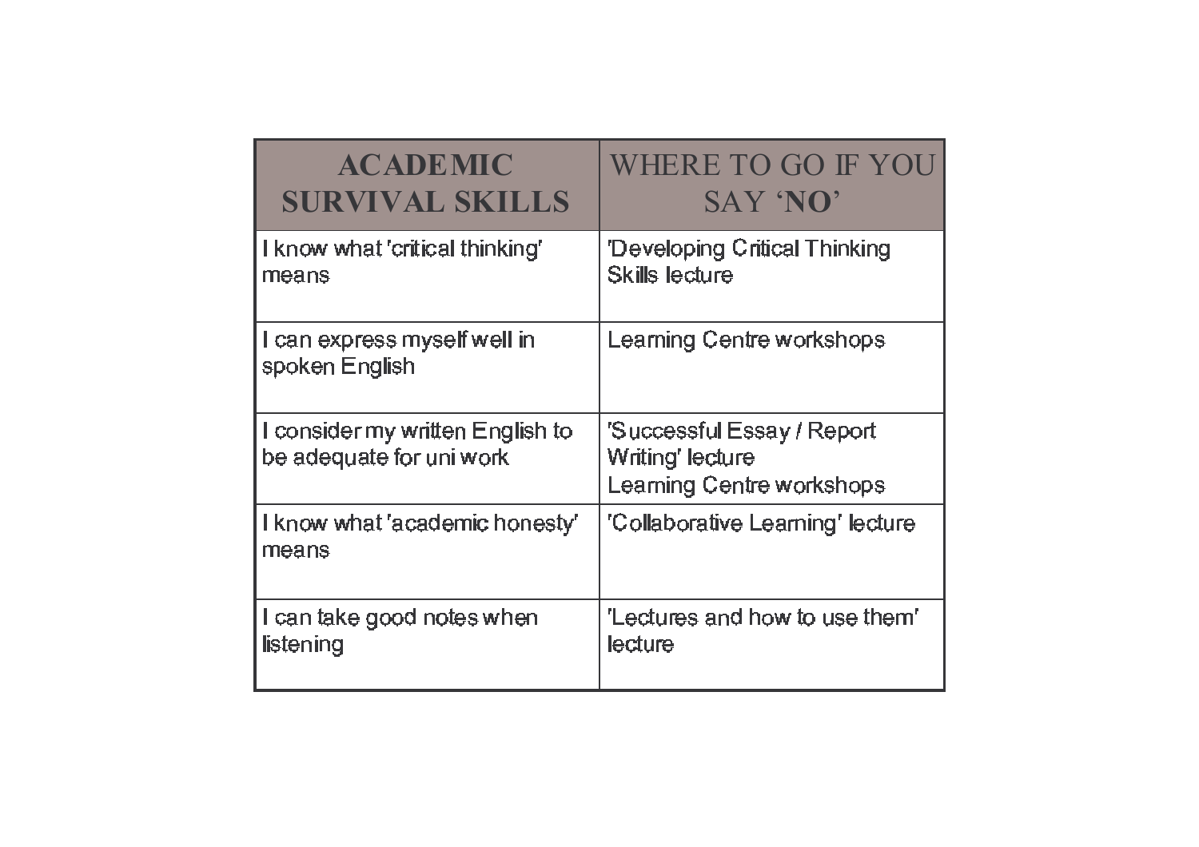| ACADEMIC SURVIVAL SKILLS | WHERE TO GO IF YOU SAY 'NO' |
| --- | --- |
| I know what 'critical thinking' means | 'Developing Critical Thinking Skills lecture |
| I can express myself well in spoken English | Learning Centre workshops |
| I consider my written English to be adequate for uni work | 'Successful Essay / Report Writing' lecture<br>Learning Centre workshops |
| I know what 'academic honesty' means | 'Collaborative Learning' lecture |
| I can take good notes when listening | 'Lectures and how to use them' lecture |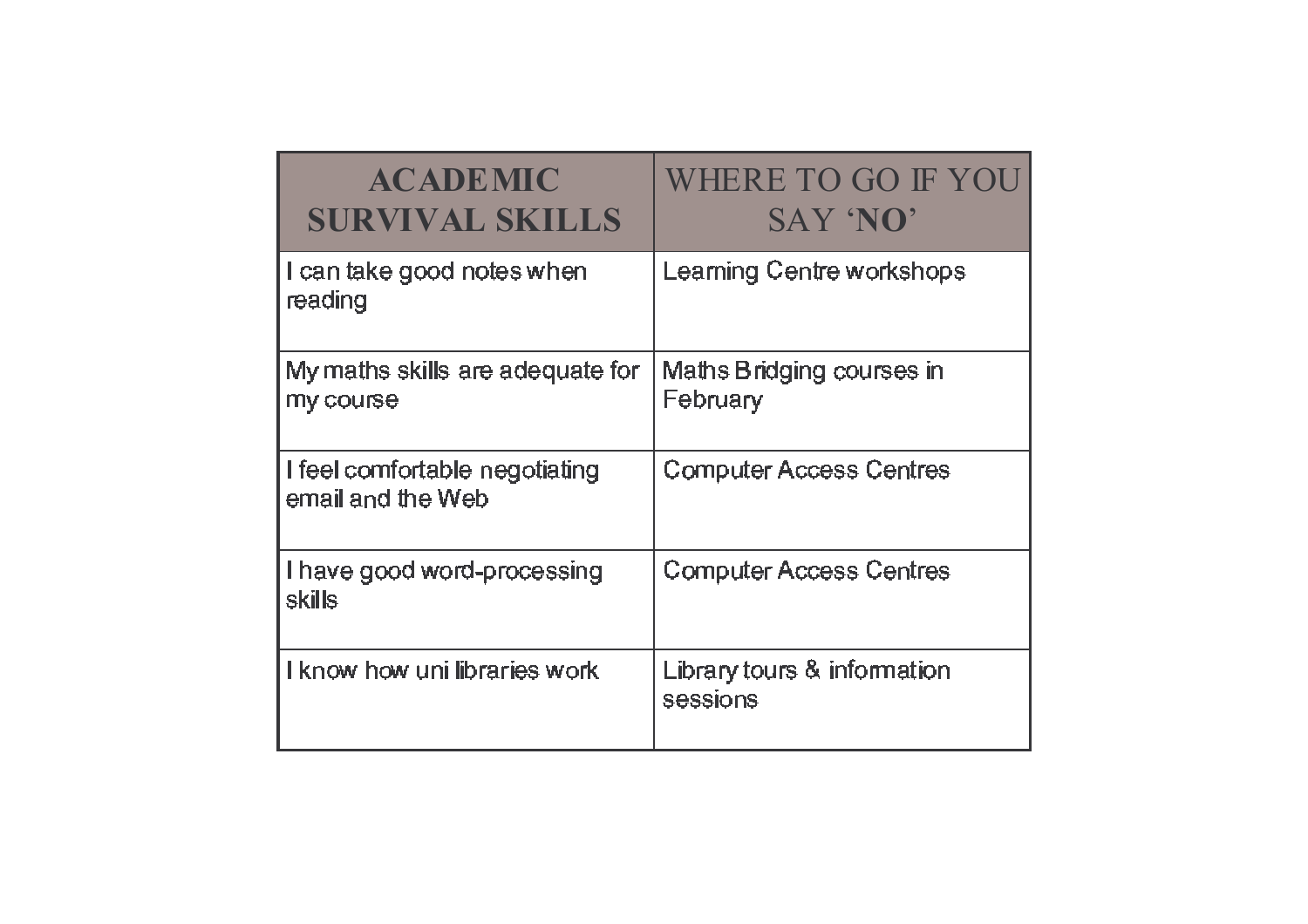| ACADEMIC SURVIVAL SKILLS | WHERE TO GO IF YOU SAY 'NO' |
|---|---|
| I can take good notes when reading | Learning Centre workshops |
| My maths skills are adequate for my course | Maths Bridging courses in February |
| I feel comfortable negotiating email and the Web | Computer Access Centres |
| I have good word-processing skills | Computer Access Centres |
| I know how uni libraries work | Library tours & information sessions |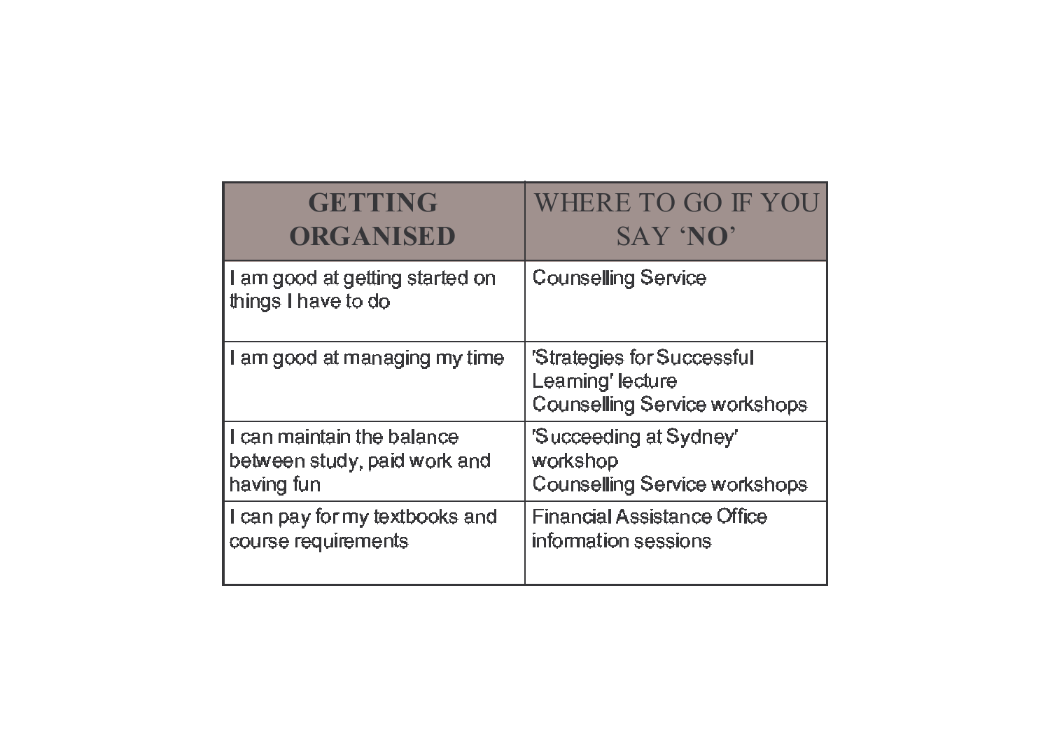| GETTING ORGANISED | WHERE TO GO IF YOU SAY 'NO' |
| --- | --- |
| I am good at getting started on things I have to do | Counselling Service |
| I am good at managing my time | 'Strategies for Successful Learning' lecture<br>Counselling Service workshops |
| I can maintain the balance between study, paid work and having fun | 'Succeeding at Sydney' workshop<br>Counselling Service workshops |
| I can pay for my textbooks and course requirements | Financial Assistance Office information sessions |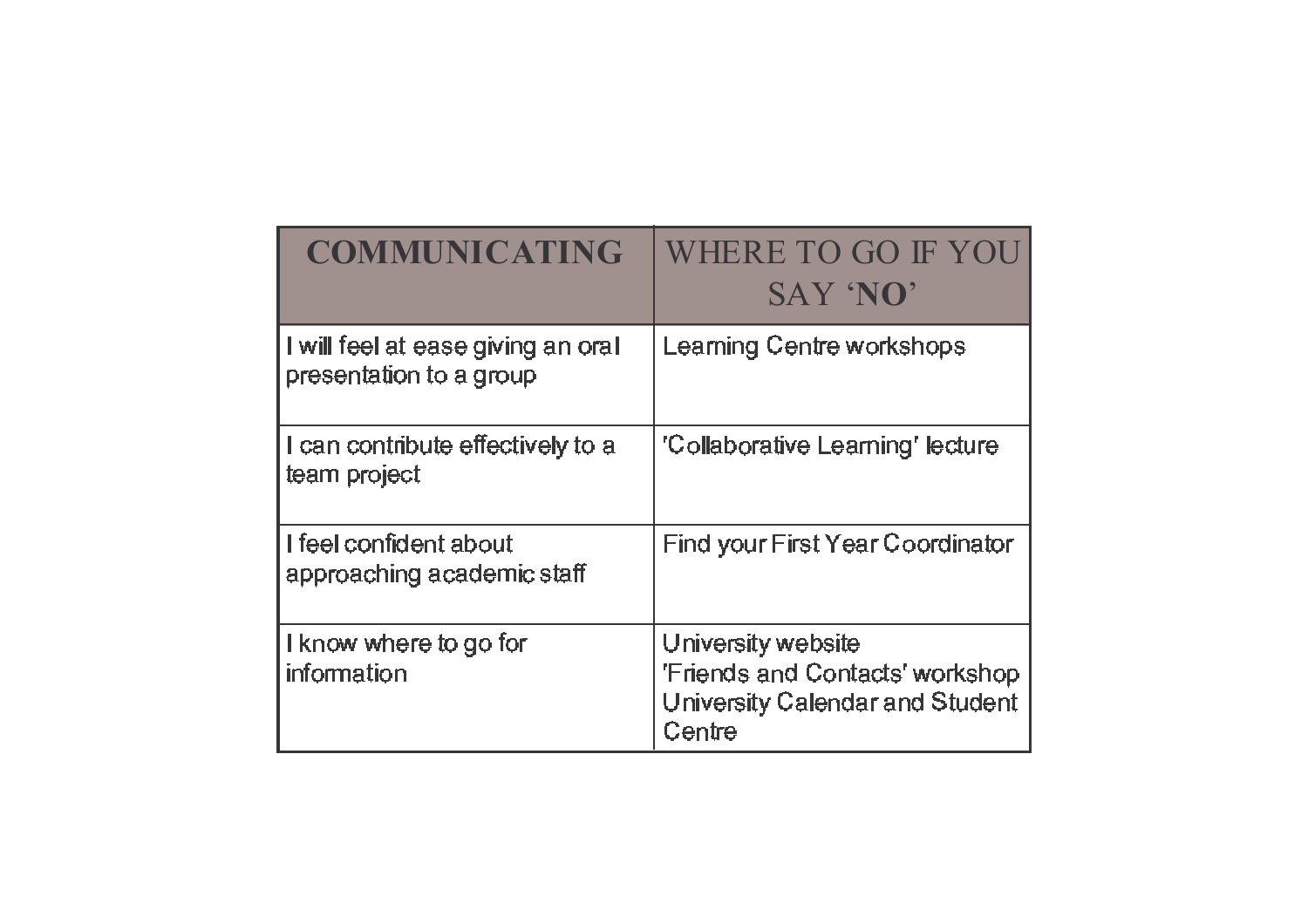| COMMUNICATING | WHERE TO GO IF YOU SAY '**NO**' |
|---|---|
| I will feel at ease giving an oral presentation to a group | Learning Centre workshops |
| I can contribute effectively to a team project | 'Collaborative Learning' lecture |
| I feel confident about approaching academic staff | Find your First Year Coordinator |
| I know where to go for information | University website<br>'Friends and Contacts' workshop<br>University Calendar and Student Centre |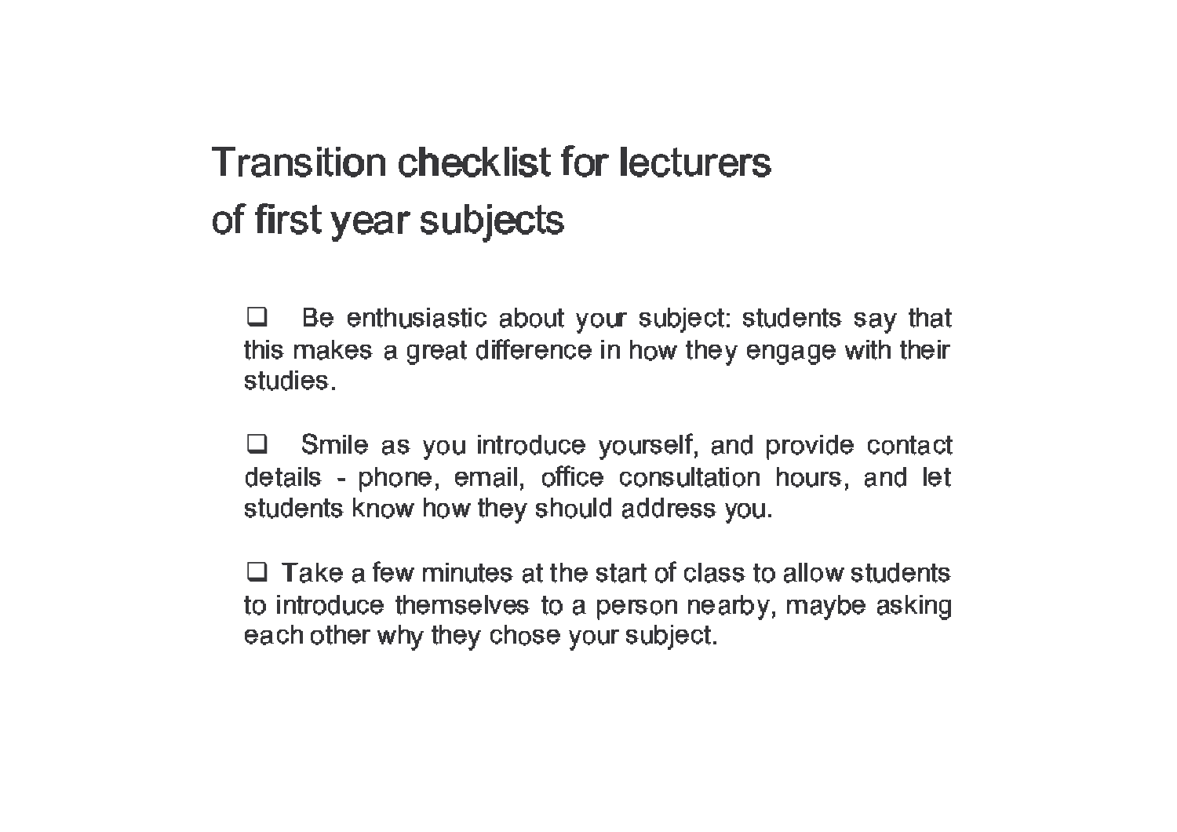# Transition checklist for lecturers of first year subjects

- [ ] Be enthusiastic about your subject: students say that this makes a great difference in how they engage with their studies.

- [ ] Smile as you introduce yourself, and provide contact details - phone, email, office consultation hours, and let students know how they should address you.

- [ ] Take a few minutes at the start of class to allow students to introduce themselves to a person nearby, maybe asking each other why they chose your subject.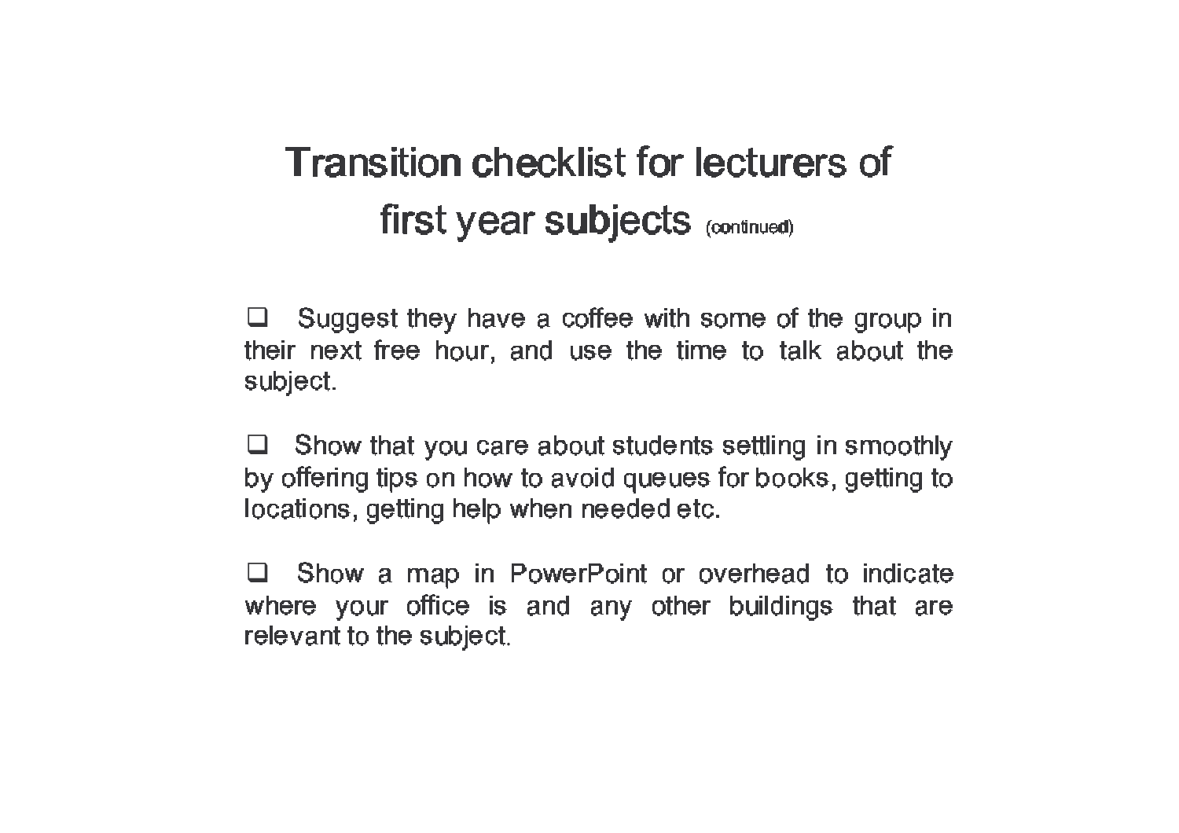# Transition checklist for lecturers of first year subjects (continued)

- [ ] Suggest they have a coffee with some of the group in their next free hour, and use the time to talk about the subject.

- [ ] Show that you care about students settling in smoothly by offering tips on how to avoid queues for books, getting to locations, getting help when needed etc.

- [ ] Show a map in PowerPoint or overhead to indicate where your office is and any other buildings that are relevant to the subject.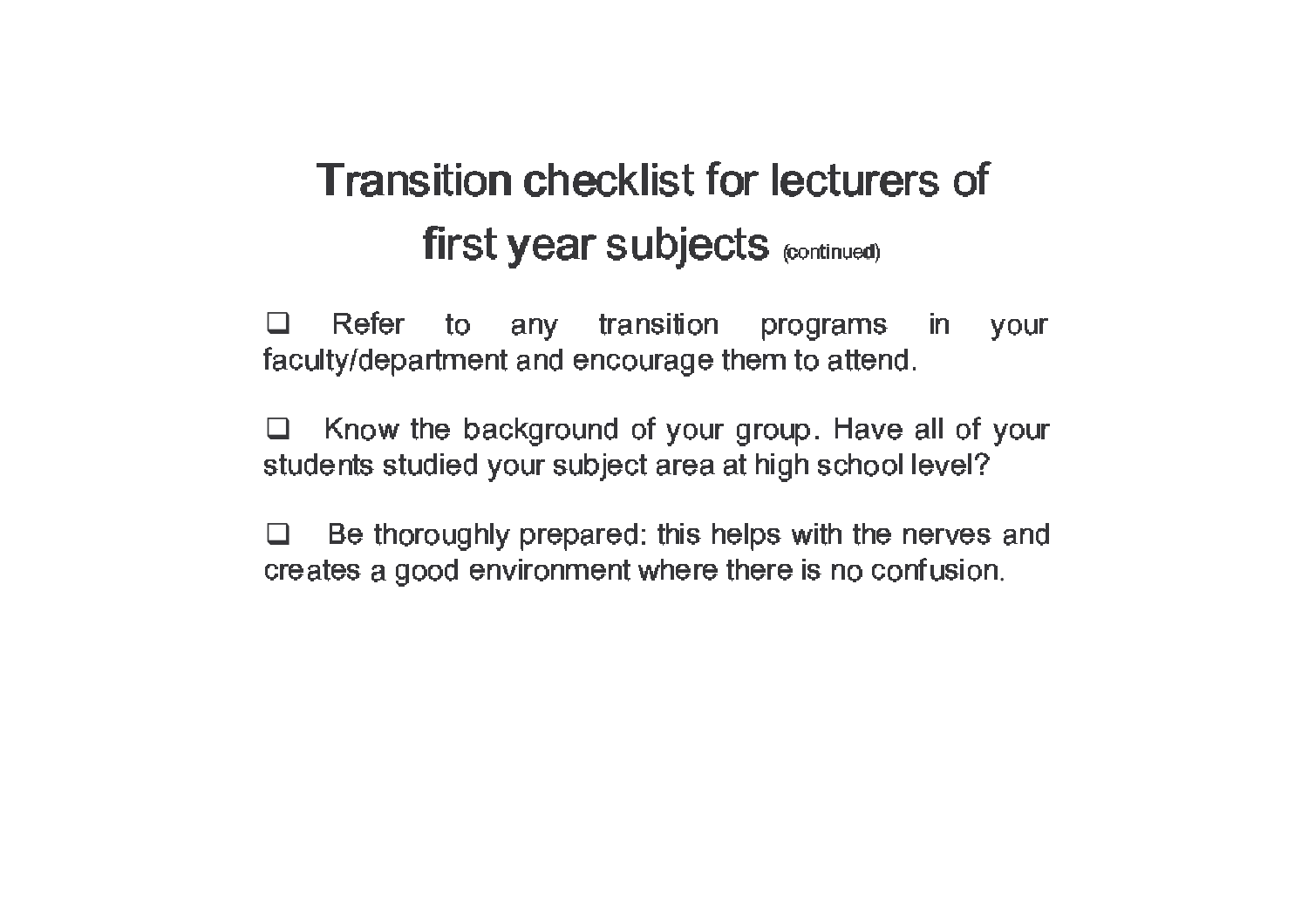# Transition checklist for lecturers of first year subjects (continued)

- [ ] Refer to any transition programs in your faculty/department and encourage them to attend.

- [ ] Know the background of your group. Have all of your students studied your subject area at high school level?

- [ ] Be thoroughly prepared: this helps with the nerves and creates a good environment where there is no confusion.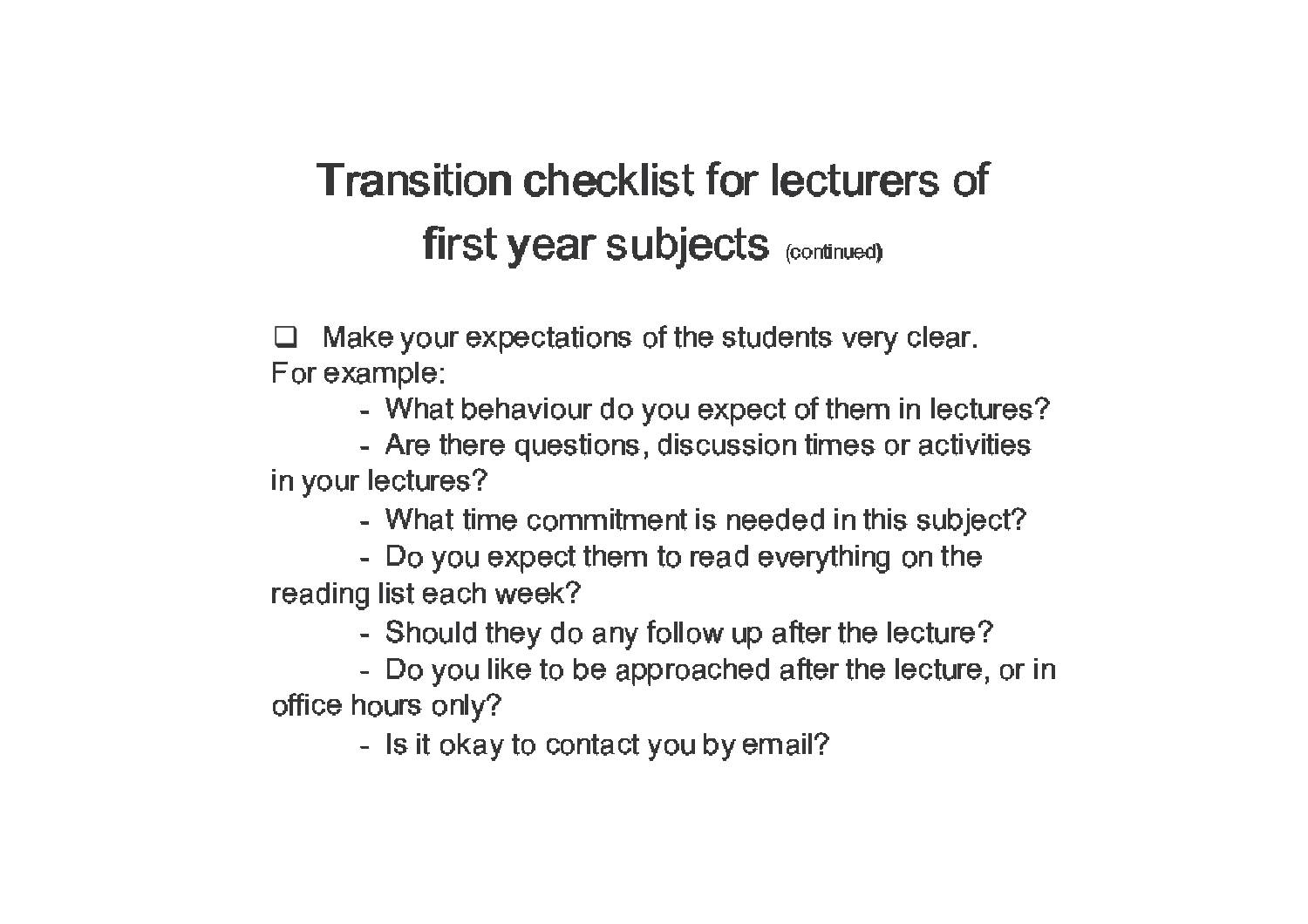# Transition checklist for lecturers of first year subjects (continued)

- [ ] Make your expectations of the students very clear.

For example:

- What behaviour do you expect of them in lectures?
- Are there questions, discussion times or activities in your lectures?
- What time commitment is needed in this subject?
- Do you expect them to read everything on the reading list each week?
- Should they do any follow up after the lecture?
- Do you like to be approached after the lecture, or in office hours only?
- Is it okay to contact you by email?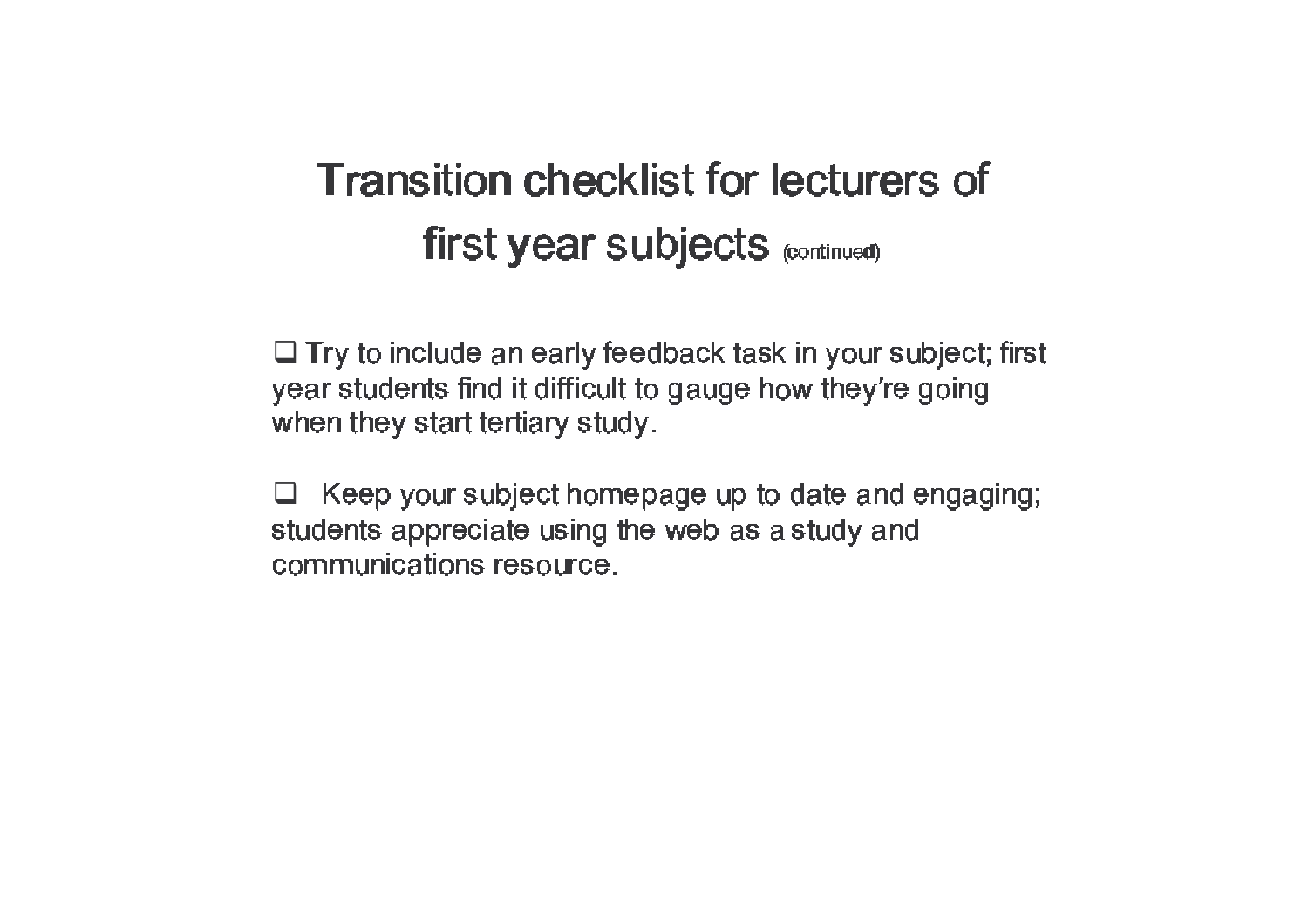# Transition checklist for lecturers of first year subjects (continued)

- ❑ Try to include an early feedback task in your subject; first year students find it difficult to gauge how they're going when they start tertiary study.

- ❑ Keep your subject homepage up to date and engaging; students appreciate using the web as a study and communications resource.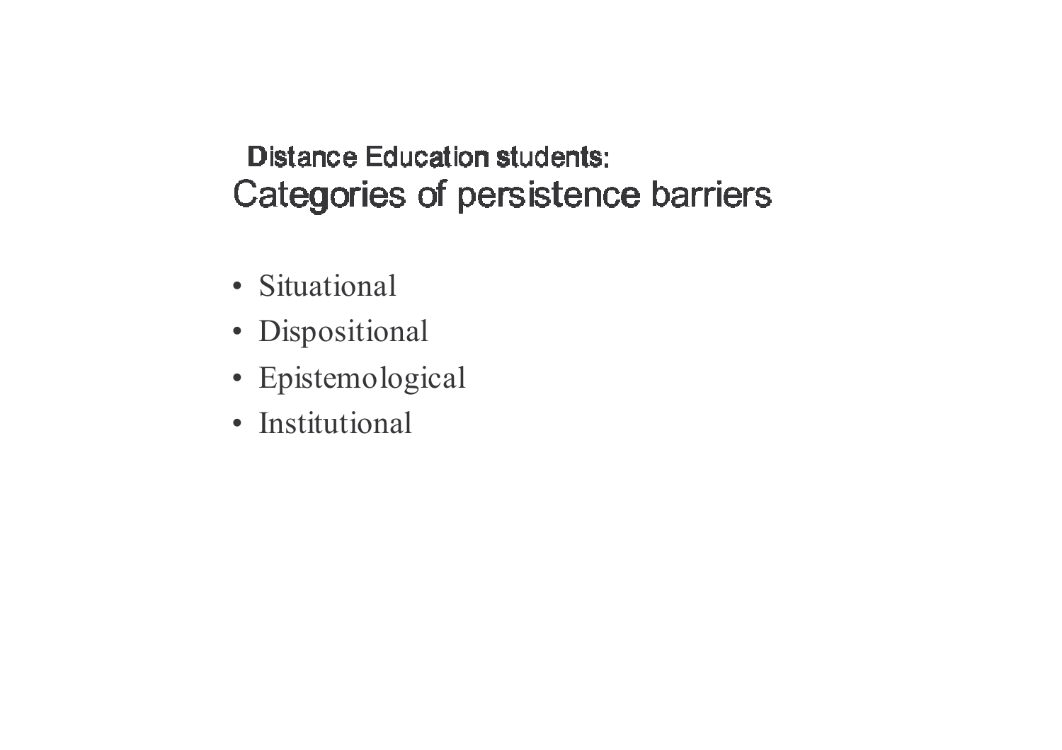Distance Education students:

# Categories of persistence barriers

- Situational
- Dispositional
- Epistemological
- Institutional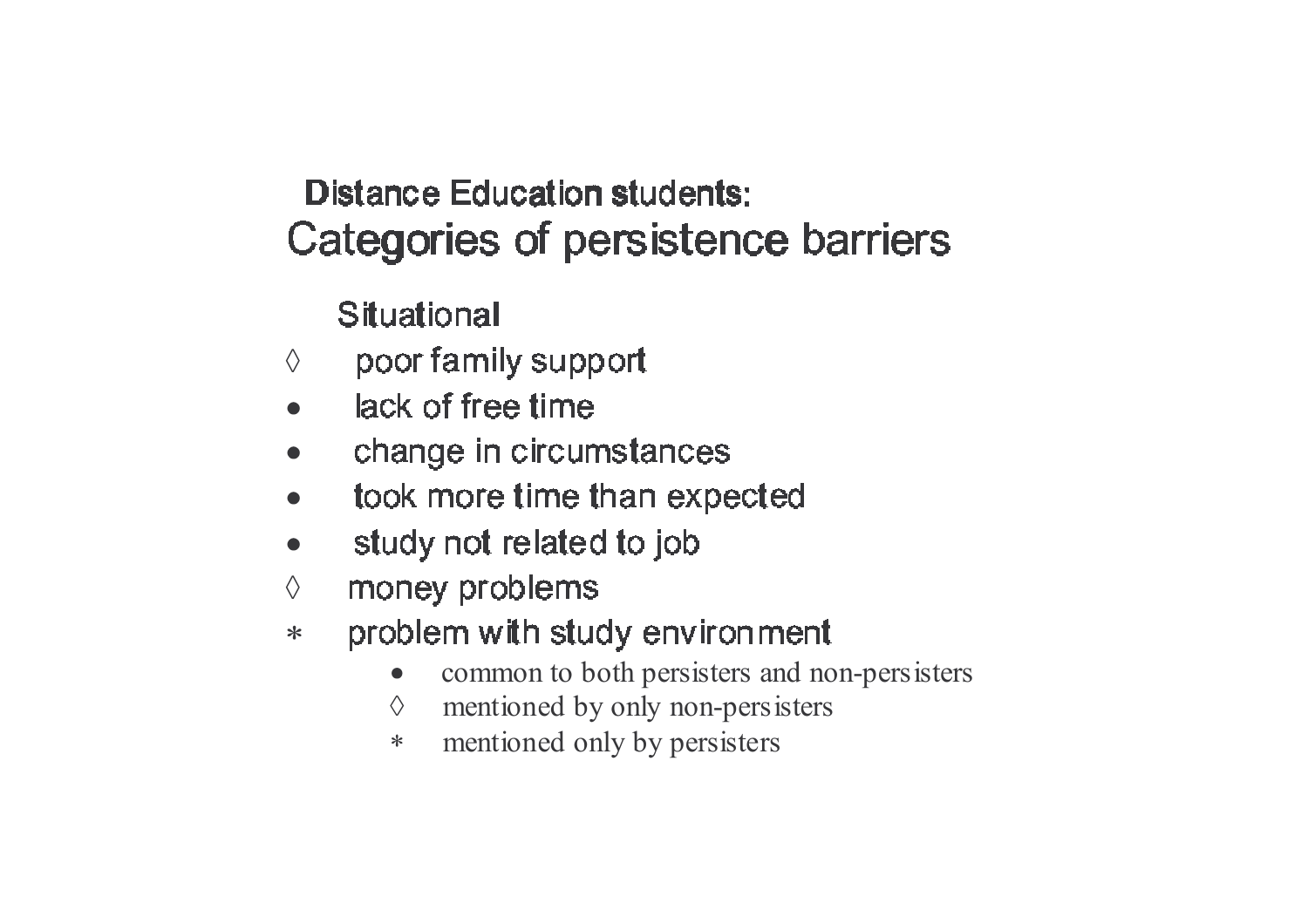## Distance Education students:

# Categories of persistence barriers

### Situational

◊ poor family support

• lack of free time

• change in circumstances

• took more time than expected

• study not related to job

◊ money problems

* problem with study environment

- • common to both persisters and non-persisters
- ◊ mentioned by only non-persisters
- * mentioned only by persisters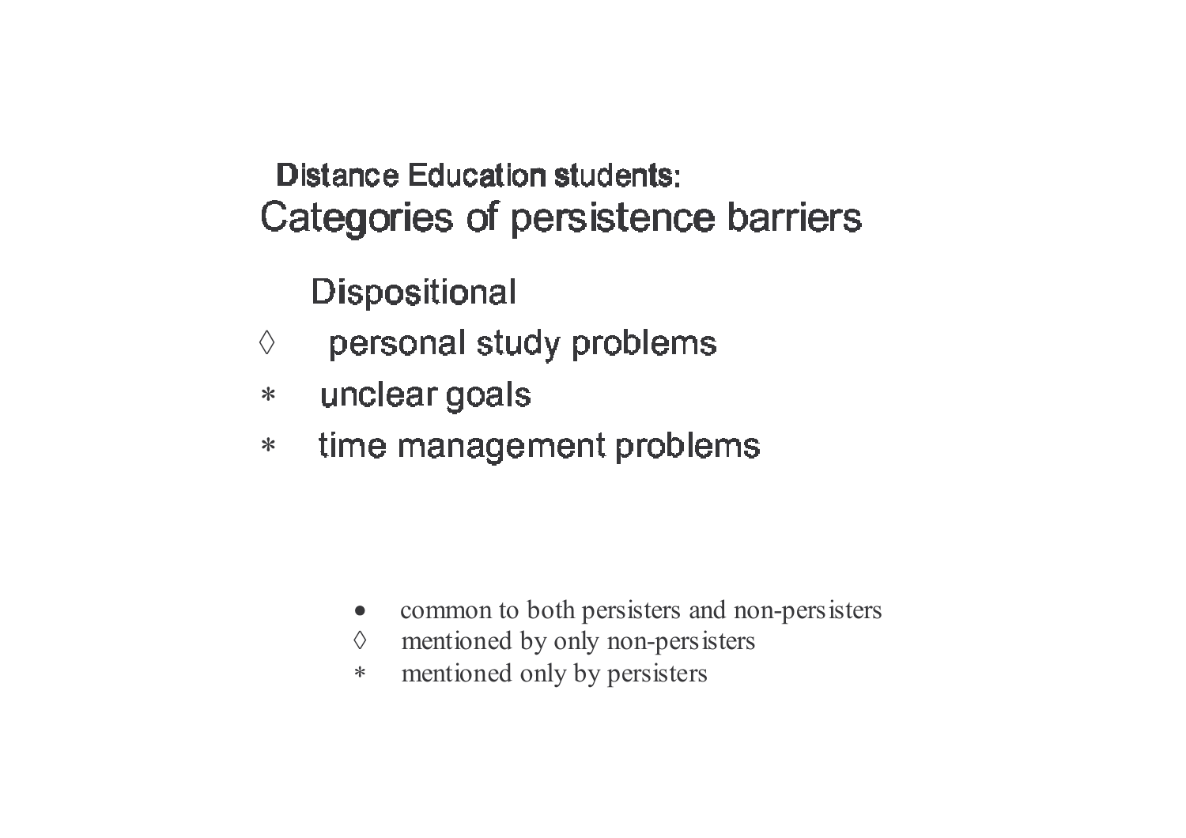**Distance Education students:**

## Categories of persistence barriers

Dispositional

◊ personal study problems

* unclear goals

* time management problems

- • common to both persisters and non-persisters
- ◊ mentioned by only non-persisters
- * mentioned only by persisters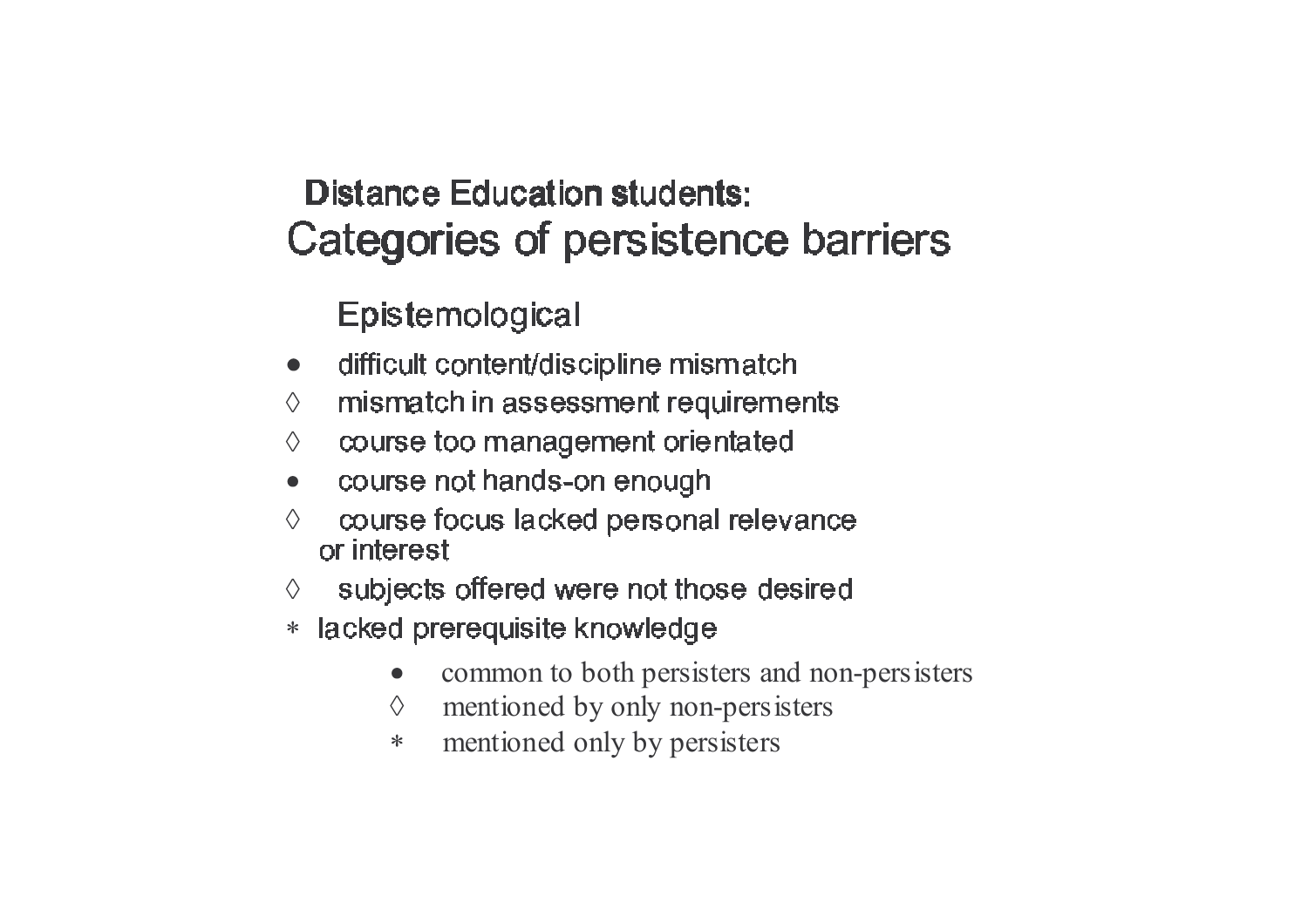## Distance Education students:

# Categories of persistence barriers

### Epistemological

- • difficult content/discipline mismatch
- ◊ mismatch in assessment requirements
- ◊ course too management orientated
- • course not hands-on enough
- ◊ course focus lacked personal relevance or interest
- ◊ subjects offered were not those desired
- * lacked prerequisite knowledge

• common to both persisters and non-persisters
◊ mentioned by only non-persisters
* mentioned only by persisters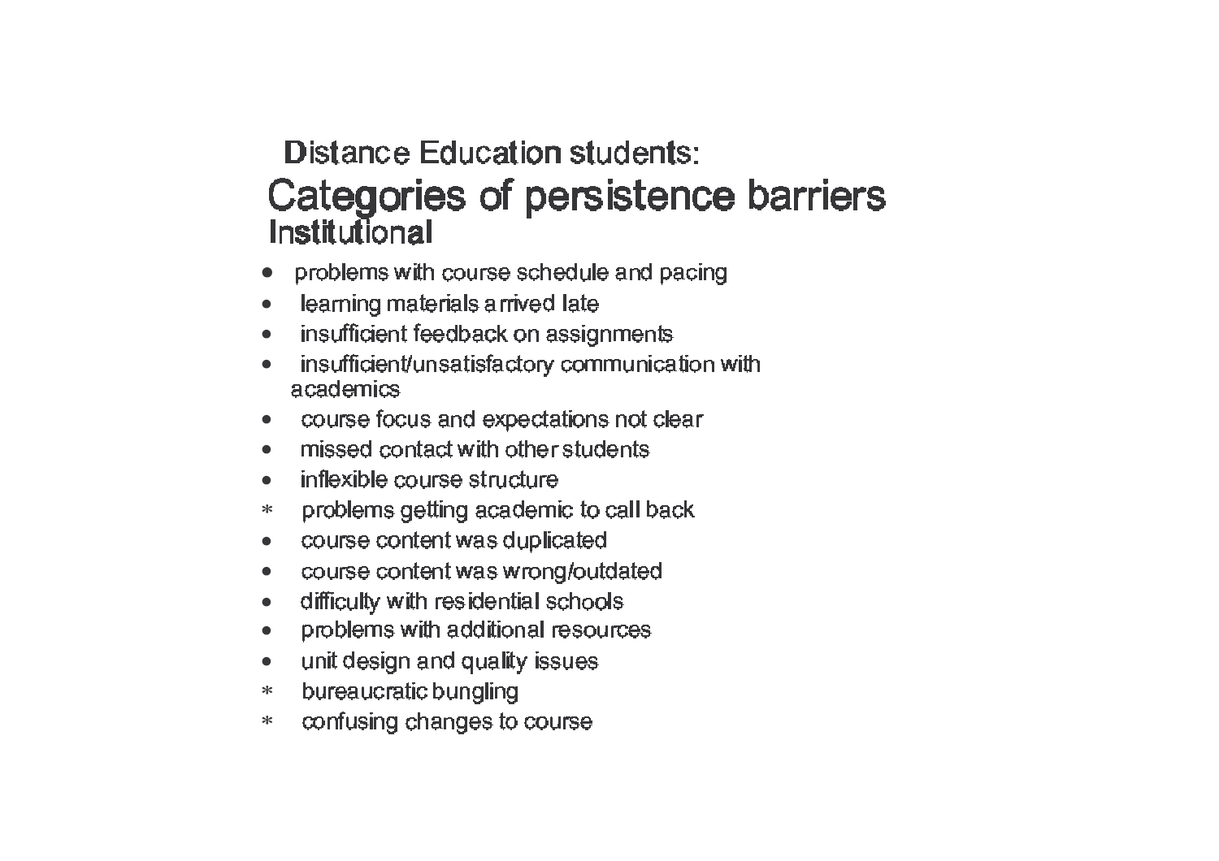Distance Education students:

# Categories of persistence barriers

## Institutional

- problems with course schedule and pacing
- learning materials arrived late
- insufficient feedback on assignments
- insufficient/unsatisfactory communication with academics
- course focus and expectations not clear
- missed contact with other students
- inflexible course structure
* problems getting academic to call back
- course content was duplicated
- course content was wrong/outdated
- difficulty with residential schools
- problems with additional resources
- unit design and quality issues
* bureaucratic bungling
* confusing changes to course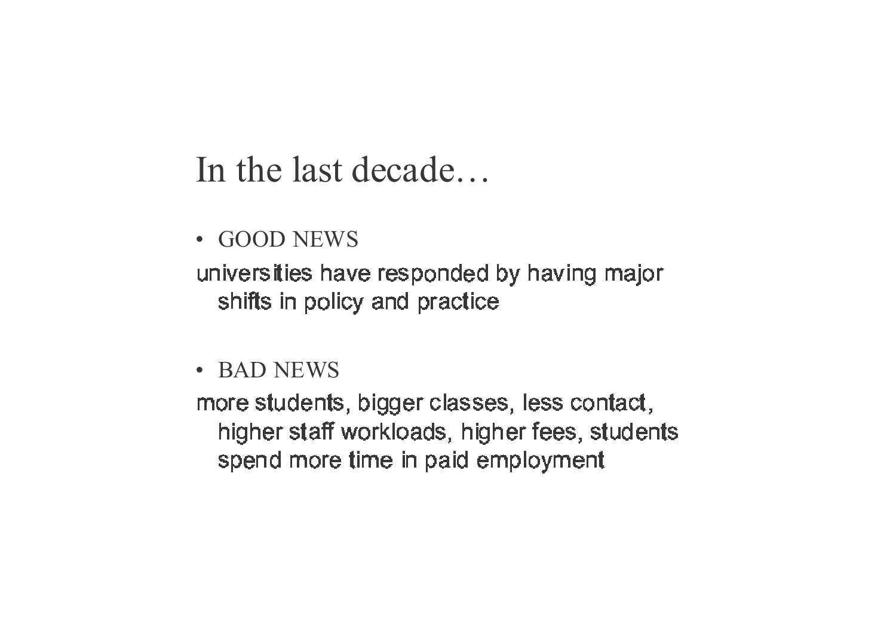# In the last decade…

- GOOD NEWS

universities have responded by having major shifts in policy and practice

- BAD NEWS

more students, bigger classes, less contact, higher staff workloads, higher fees, students spend more time in paid employment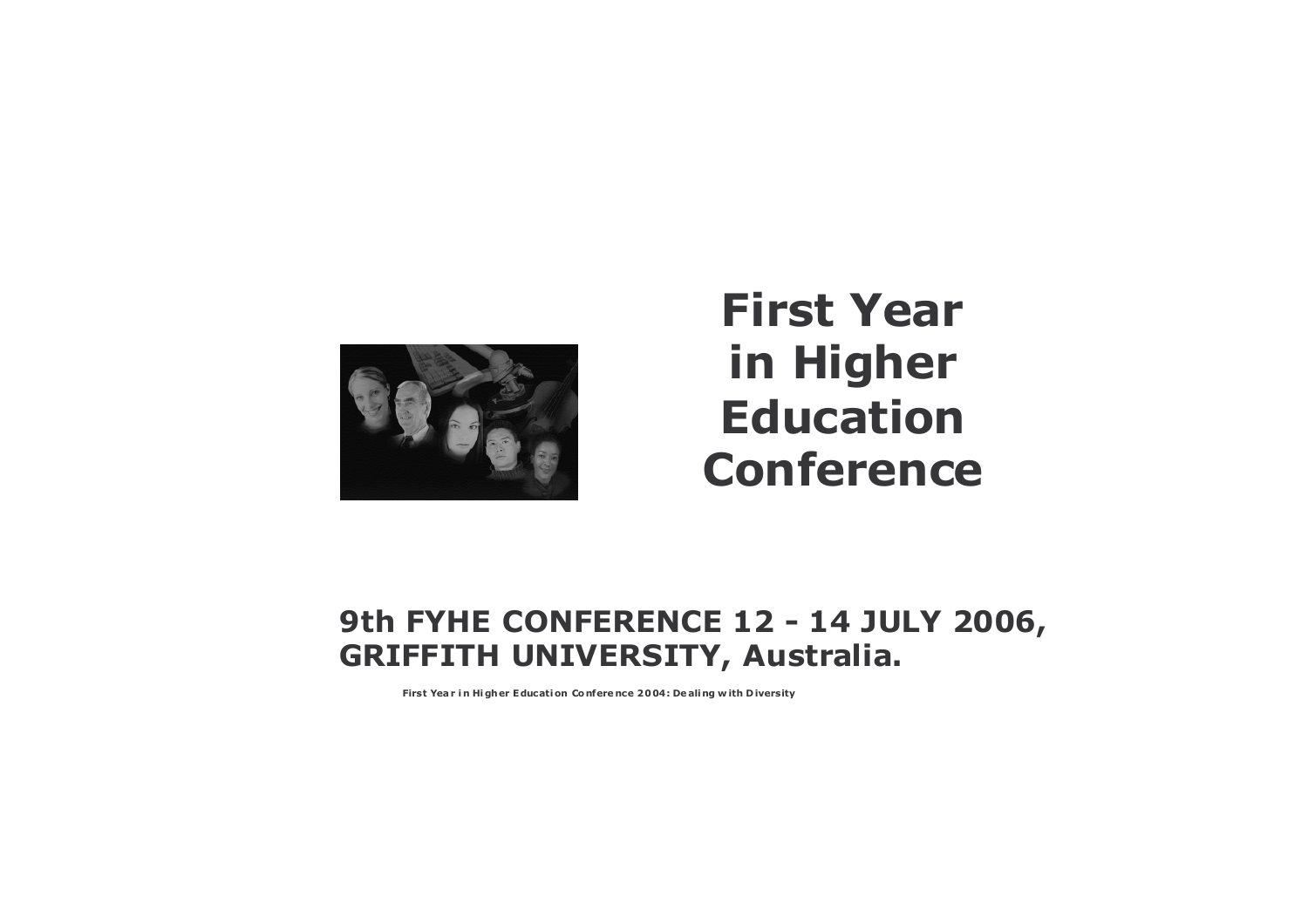# First Year in Higher Education Conference

## 9th FYHE CONFERENCE 12 - 14 JULY 2006, GRIFFITH UNIVERSITY, Australia.

**First Year in Higher Education Conference 2004: Dealing with Diversity**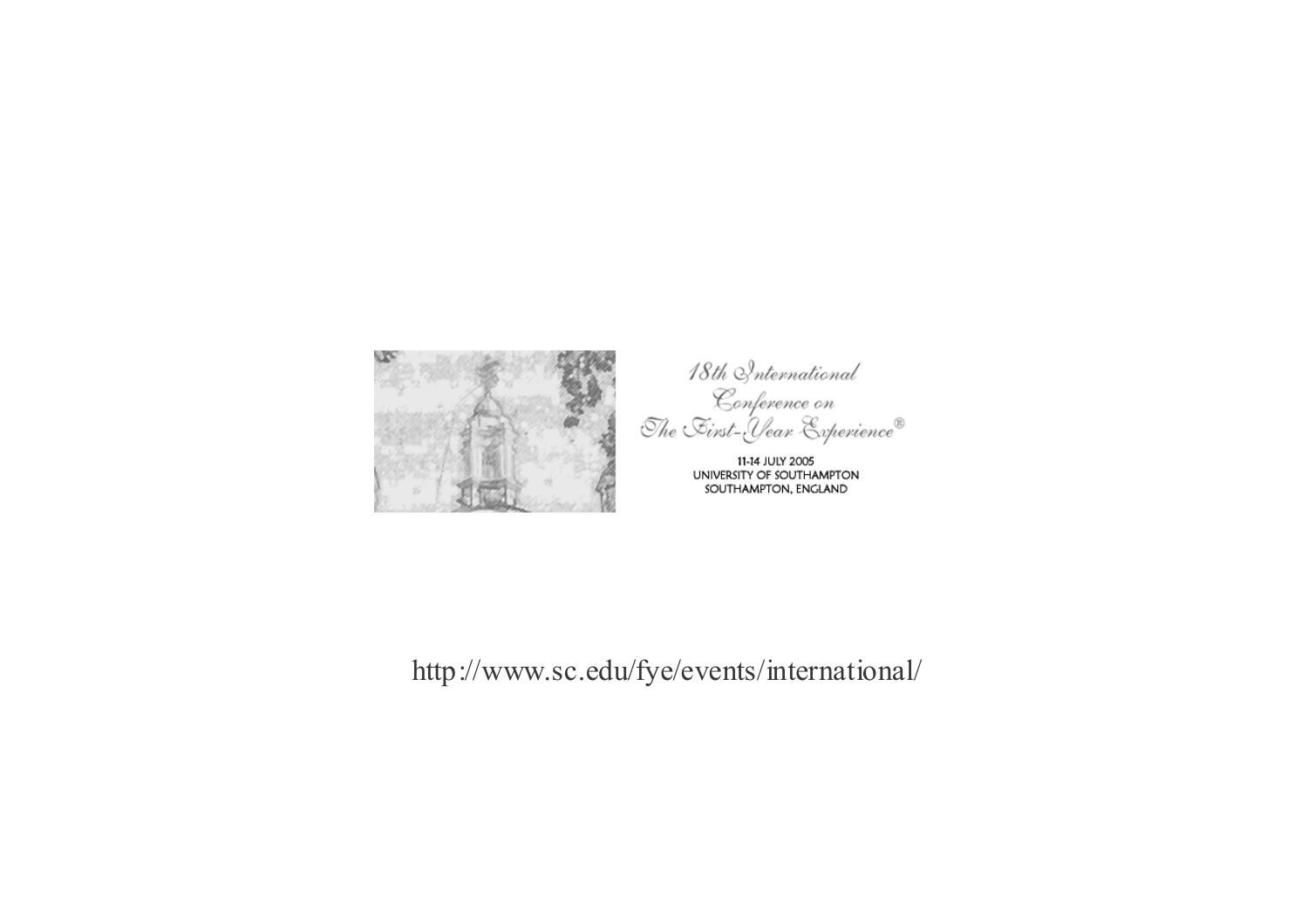18th International Conference on The First-Year Experience®

11-14 JULY 2005
UNIVERSITY OF SOUTHAMPTON
SOUTHAMPTON, ENGLAND

http://www.sc.edu/fye/events/international/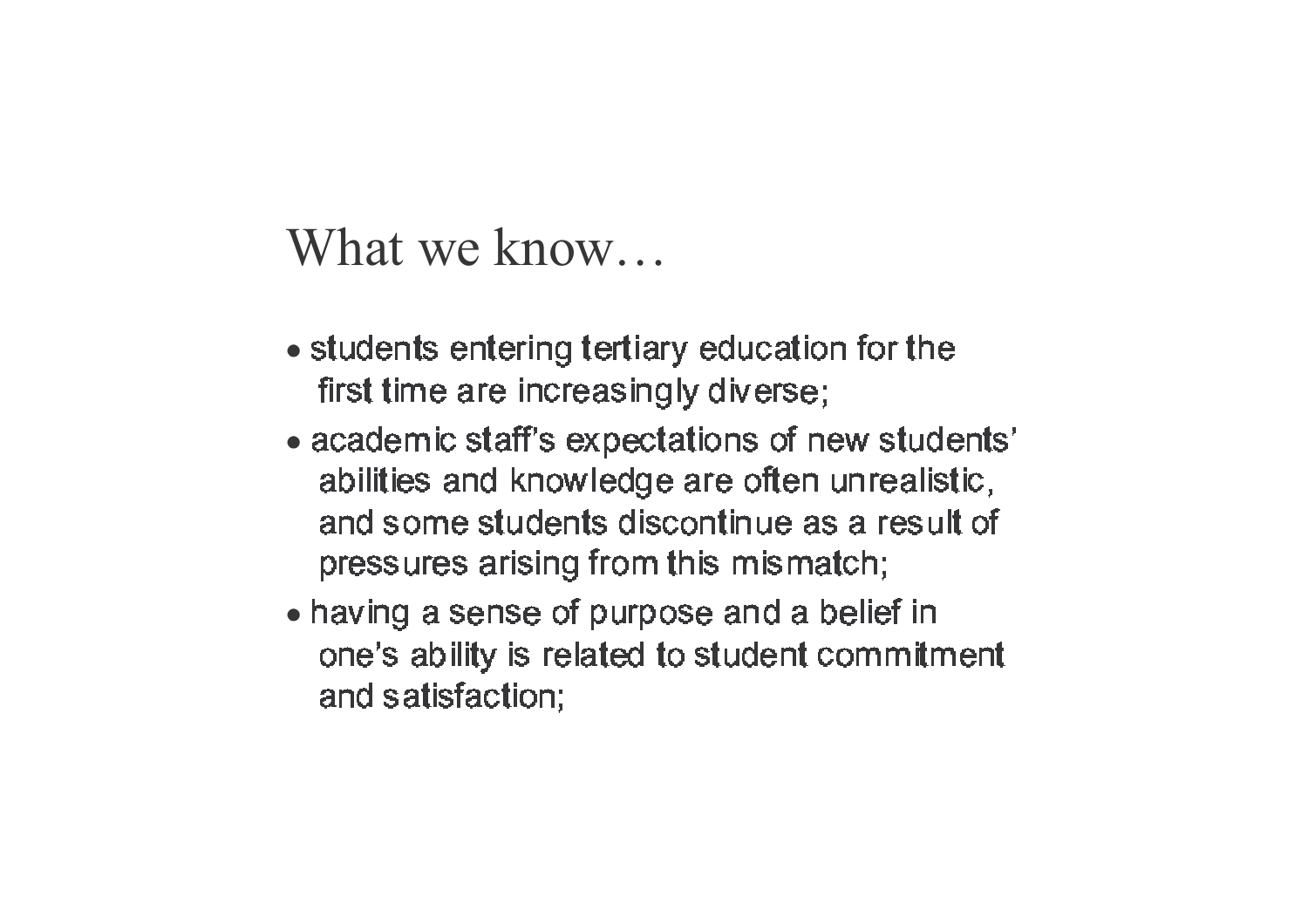# What we know…

- students entering tertiary education for the first time are increasingly diverse;
- academic staff's expectations of new students' abilities and knowledge are often unrealistic, and some students discontinue as a result of pressures arising from this mismatch;
- having a sense of purpose and a belief in one's ability is related to student commitment and satisfaction;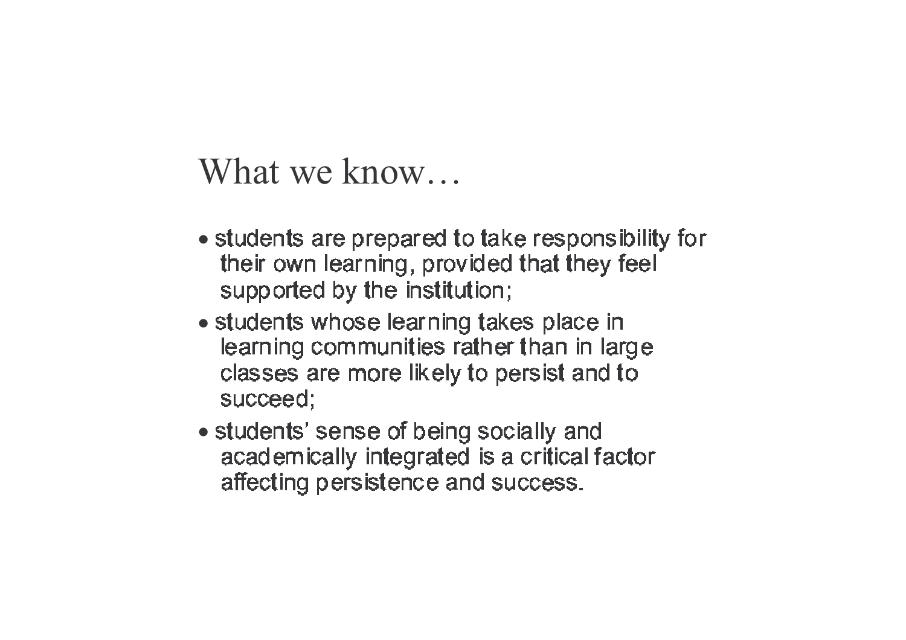# What we know…

- students are prepared to take responsibility for their own learning, provided that they feel supported by the institution;
- students whose learning takes place in learning communities rather than in large classes are more likely to persist and to succeed;
- students' sense of being socially and academically integrated is a critical factor affecting persistence and success.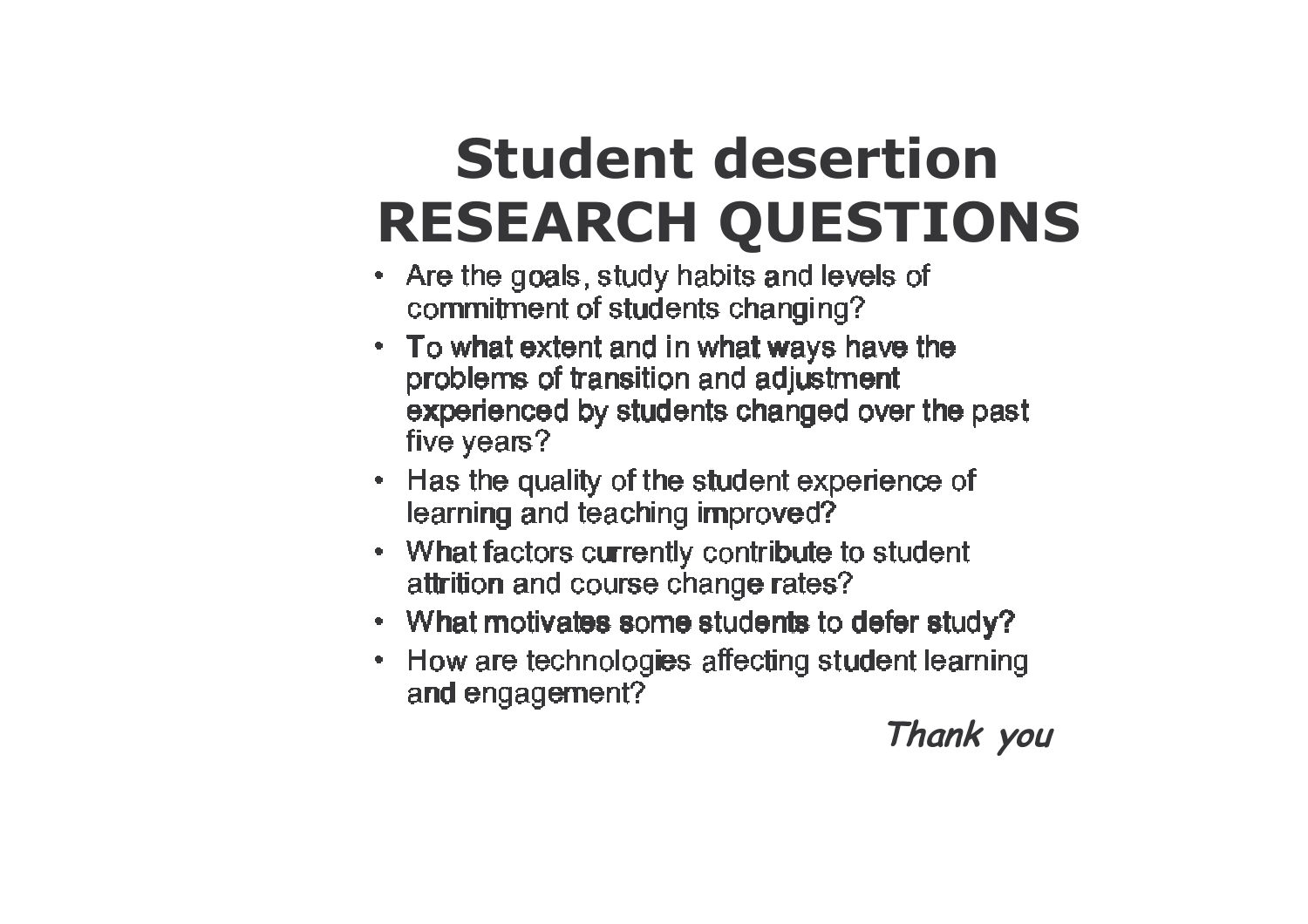# Student desertion RESEARCH QUESTIONS

- Are the goals, study habits and levels of commitment of students changing?
- To what extent and in what ways have the problems of transition and adjustment experienced by students changed over the past five years?
- Has the quality of the student experience of learning and teaching improved?
- What factors currently contribute to student attrition and course change rates?
- What motivates some students to defer study?
- How are technologies affecting student learning and engagement?

***Thank you***